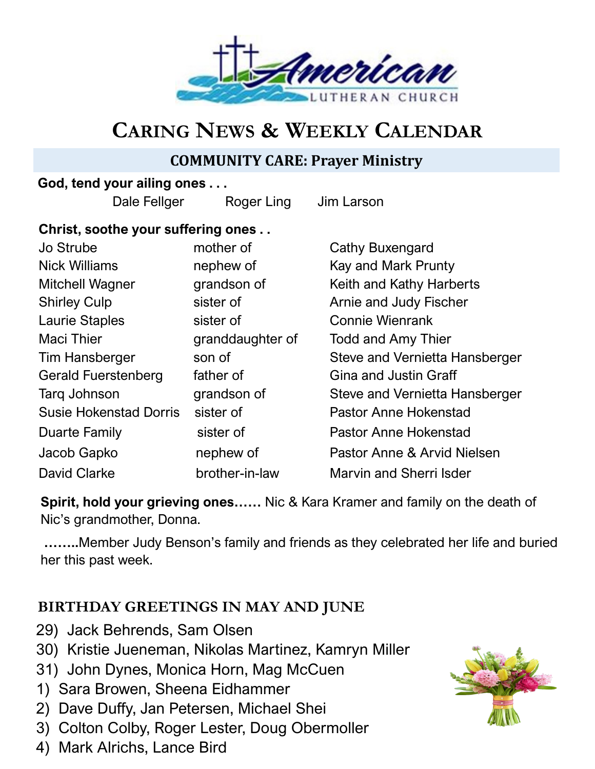# CARING NEWS & WEEKLY CALENDAR

## COMMUNITY CARE: Prayer Ministry

**God, tend your ailing ones . . .**

Dale Fellger     Roger Ling     Jim Larson

**Christ, soothe your suffering ones . .**

| | | |
|---|---|---|
| Jo Strube | mother of | Cathy Buxengard |
| Nick Williams | nephew of | Kay and Mark Prunty |
| Mitchell Wagner | grandson of | Keith and Kathy Harberts |
| Shirley Culp | sister of | Arnie and Judy Fischer |
| Laurie Staples | sister of | Connie Wienrank |
| Maci Thier | granddaughter of | Todd and Amy Thier |
| Tim Hansberger | son of | Steve and Vernietta Hansberger |
| Gerald Fuerstenberg | father of | Gina and Justin Graff |
| Tarq Johnson | grandson of | Steve and Vernietta Hansberger |
| Susie Hokenstad Dorris | sister of | Pastor Anne Hokenstad |
| Duarte Family | sister of | Pastor Anne Hokenstad |
| Jacob Gapko | nephew of | Pastor Anne & Arvid Nielsen |
| David Clarke | brother-in-law | Marvin and Sherri Isder |

**Spirit, hold your grieving ones……** Nic & Kara Kramer and family on the death of Nic's grandmother, Donna.

**……..**Member Judy Benson's family and friends as they celebrated her life and buried her this past week.

## BIRTHDAY GREETINGS IN MAY AND JUNE

29) Jack Behrends, Sam Olsen
30) Kristie Jueneman, Nikolas Martinez, Kamryn Miller
31) John Dynes, Monica Horn, Mag McCuen
1) Sara Browen, Sheena Eidhammer
2) Dave Duffy, Jan Petersen, Michael Shei
3) Colton Colby, Roger Lester, Doug Obermoller
4) Mark Alrichs, Lance Bird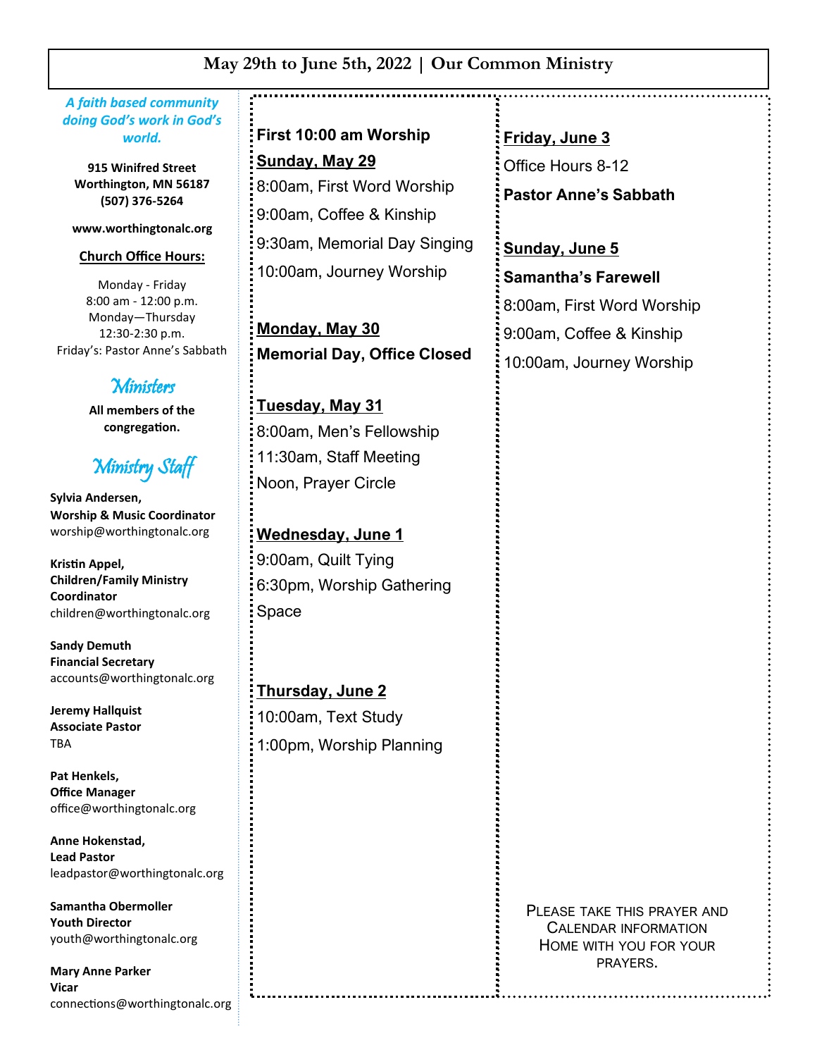## May 29th to June 5th, 2022 | Our Common Ministry

*A faith based community doing God's work in God's world.*

**915 Winifred Street**
**Worthington, MN 56187**
**(507) 376-5264**

**www.worthingtonalc.org**

**Church Office Hours:**

Monday - Friday
8:00 am - 12:00 p.m.
Monday—Thursday
12:30-2:30 p.m.
Friday's: Pastor Anne's Sabbath

### Ministers

**All members of the congregation.**

### Ministry Staff

**Sylvia Andersen,**
**Worship & Music Coordinator**
worship@worthingtonalc.org

**Kristin Appel,**
**Children/Family Ministry Coordinator**
children@worthingtonalc.org

**Sandy Demuth**
**Financial Secretary**
accounts@worthingtonalc.org

**Jeremy Hallquist**
**Associate Pastor**
TBA

**Pat Henkels,**
**Office Manager**
office@worthingtonalc.org

**Anne Hokenstad,**
**Lead Pastor**
leadpastor@worthingtonalc.org

**Samantha Obermoller**
**Youth Director**
youth@worthingtonalc.org

**Mary Anne Parker**
**Vicar**
connections@worthingtonalc.org

**First 10:00 am Worship**

**Sunday, May 29**
8:00am, First Word Worship
9:00am, Coffee & Kinship
9:30am, Memorial Day Singing
10:00am, Journey Worship

**Monday, May 30**
**Memorial Day, Office Closed**

**Tuesday, May 31**
8:00am, Men's Fellowship
11:30am, Staff Meeting
Noon, Prayer Circle

**Wednesday, June 1**
9:00am, Quilt Tying
6:30pm, Worship Gathering Space

**Thursday, June 2**
10:00am, Text Study
1:00pm, Worship Planning

**Friday, June 3**
Office Hours 8-12
**Pastor Anne's Sabbath**

**Sunday, June 5**
**Samantha's Farewell**
8:00am, First Word Worship
9:00am, Coffee & Kinship
10:00am, Journey Worship

PLEASE TAKE THIS PRAYER AND CALENDAR INFORMATION HOME WITH YOU FOR YOUR PRAYERS.